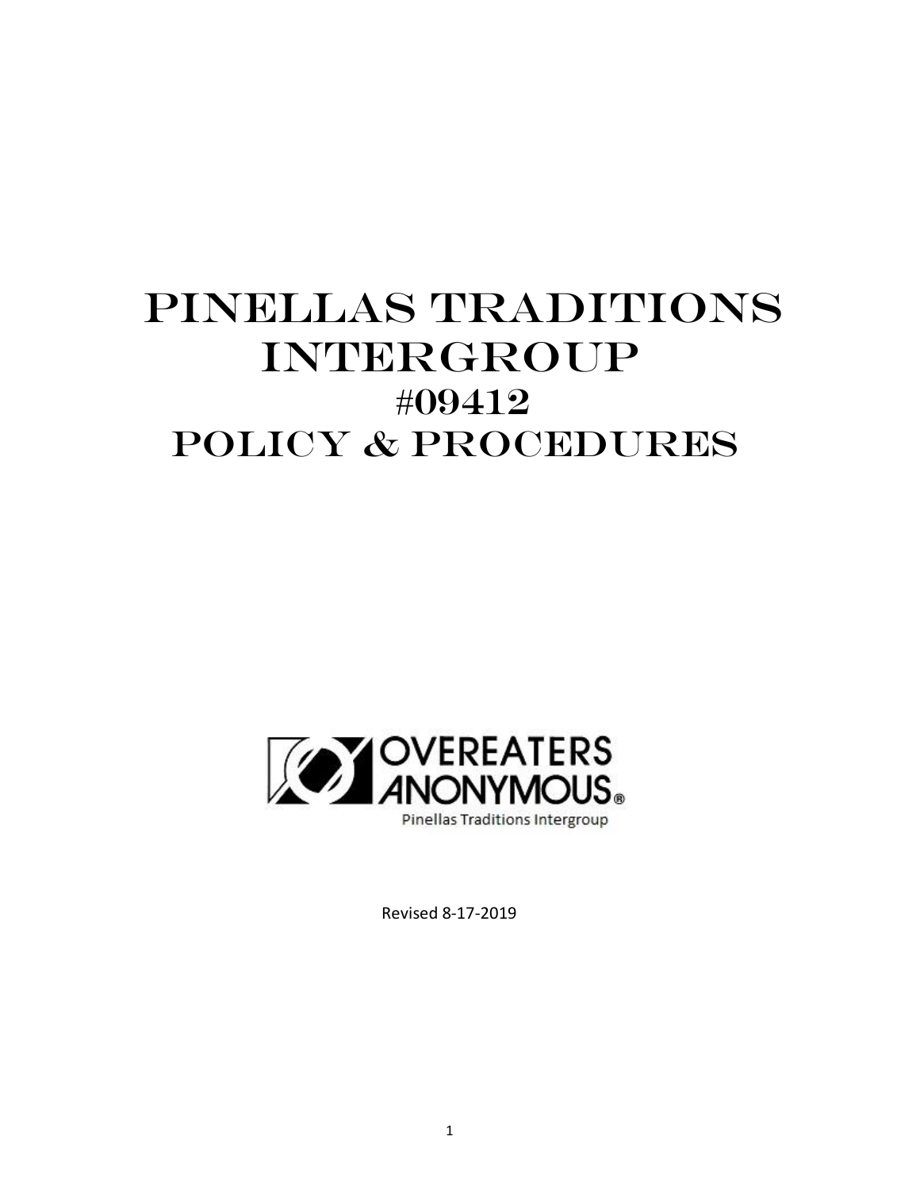# PINELLAS TRADITIONS INTERGROUP #09412 POLICY & PROCEDURES

OVEREATERS ANONYMOUS®

Pinellas Traditions Intergroup

Revised 8-17-2019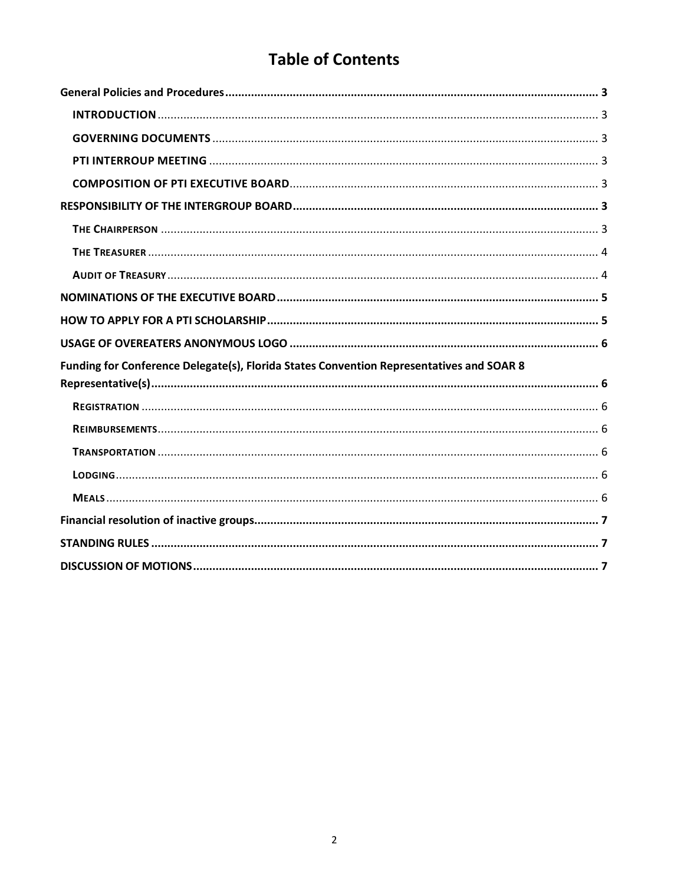# Table of Contents

- **General Policies and Procedures** ..... **3**
  - **INTRODUCTION** ..... 3
  - **GOVERNING DOCUMENTS** ..... 3
  - **PTI INTERROUP MEETING** ..... 3
  - **COMPOSITION OF PTI EXECUTIVE BOARD** ..... 3
- **RESPONSIBILITY OF THE INTERGROUP BOARD** ..... **3**
  - **THE CHAIRPERSON** ..... 3
  - **THE TREASURER** ..... 4
  - **AUDIT OF TREASURY** ..... 4
- **NOMINATIONS OF THE EXECUTIVE BOARD** ..... **5**
- **HOW TO APPLY FOR A PTI SCHOLARSHIP** ..... **5**
- **USAGE OF OVEREATERS ANONYMOUS LOGO** ..... **6**
- **Funding for Conference Delegate(s), Florida States Convention Representatives and SOAR 8 Representative(s)** ..... **6**
  - **REGISTRATION** ..... 6
  - **REIMBURSEMENTS** ..... 6
  - **TRANSPORTATION** ..... 6
  - **LODGING** ..... 6
  - **MEALS** ..... 6
- **Financial resolution of inactive groups** ..... **7**
- **STANDING RULES** ..... **7**
- **DISCUSSION OF MOTIONS** ..... **7**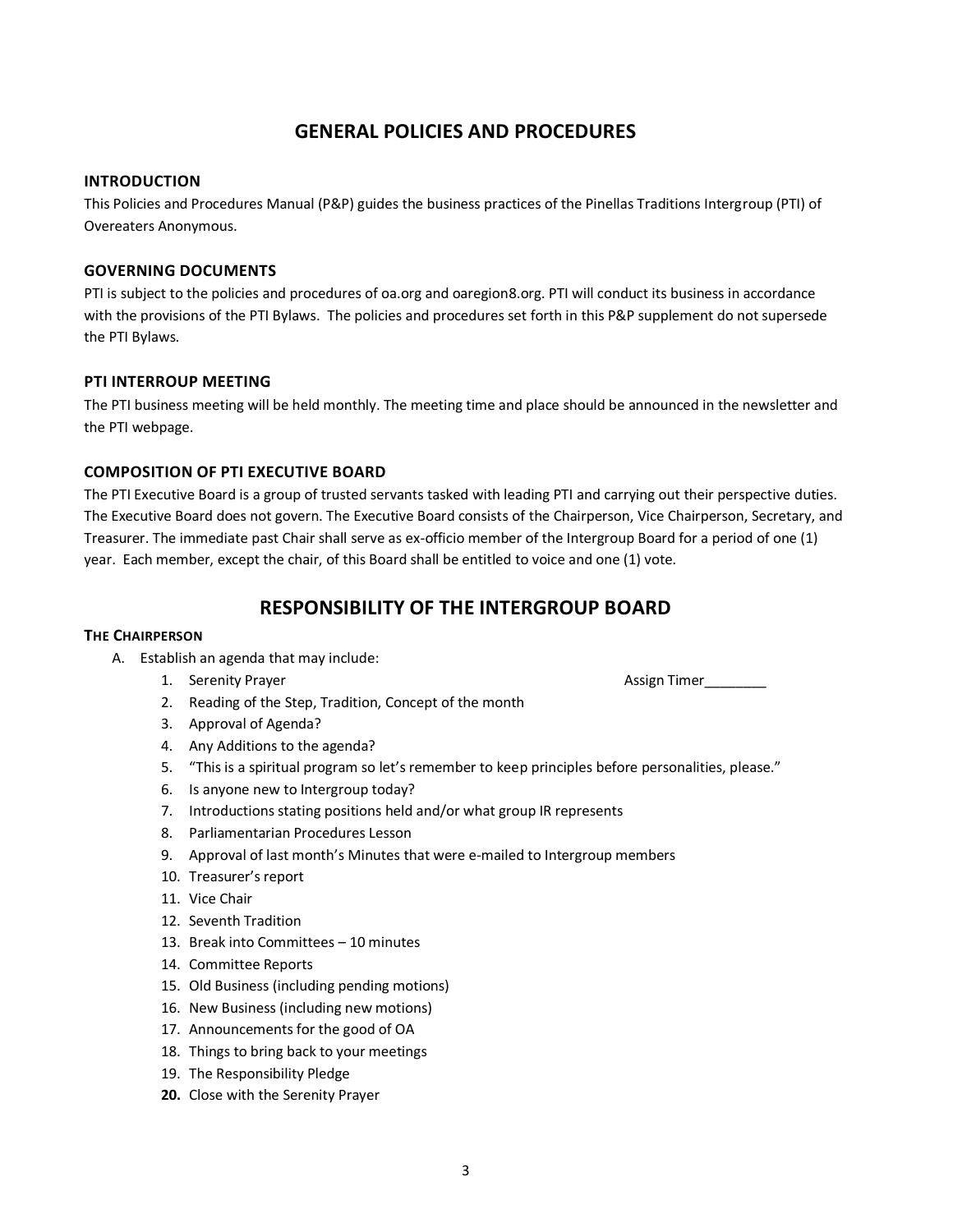# GENERAL POLICIES AND PROCEDURES

### INTRODUCTION

This Policies and Procedures Manual (P&P) guides the business practices of the Pinellas Traditions Intergroup (PTI) of Overeaters Anonymous.

### GOVERNING DOCUMENTS

PTI is subject to the policies and procedures of oa.org and oaregion8.org. PTI will conduct its business in accordance with the provisions of the PTI Bylaws. The policies and procedures set forth in this P&P supplement do not supersede the PTI Bylaws.

### PTI INTERROUP MEETING

The PTI business meeting will be held monthly. The meeting time and place should be announced in the newsletter and the PTI webpage.

### COMPOSITION OF PTI EXECUTIVE BOARD

The PTI Executive Board is a group of trusted servants tasked with leading PTI and carrying out their perspective duties. The Executive Board does not govern. The Executive Board consists of the Chairperson, Vice Chairperson, Secretary, and Treasurer. The immediate past Chair shall serve as ex-officio member of the Intergroup Board for a period of one (1) year. Each member, except the chair, of this Board shall be entitled to voice and one (1) vote.

# RESPONSIBILITY OF THE INTERGROUP BOARD

#### THE CHAIRPERSON

A. Establish an agenda that may include:
   1. Serenity Prayer — Assign Timer________
   2. Reading of the Step, Tradition, Concept of the month
   3. Approval of Agenda?
   4. Any Additions to the agenda?
   5. "This is a spiritual program so let's remember to keep principles before personalities, please."
   6. Is anyone new to Intergroup today?
   7. Introductions stating positions held and/or what group IR represents
   8. Parliamentarian Procedures Lesson
   9. Approval of last month's Minutes that were e-mailed to Intergroup members
   10. Treasurer's report
   11. Vice Chair
   12. Seventh Tradition
   13. Break into Committees – 10 minutes
   14. Committee Reports
   15. Old Business (including pending motions)
   16. New Business (including new motions)
   17. Announcements for the good of OA
   18. Things to bring back to your meetings
   19. The Responsibility Pledge
   20. Close with the Serenity Prayer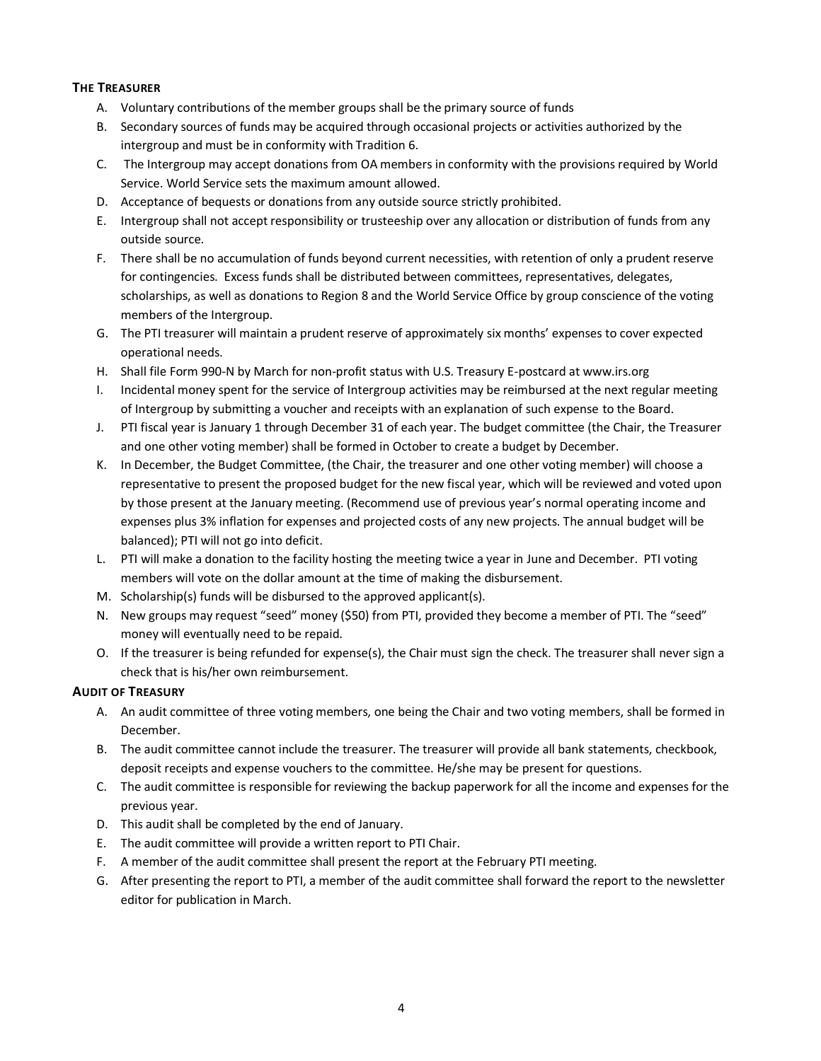### THE TREASURER

A. Voluntary contributions of the member groups shall be the primary source of funds
B. Secondary sources of funds may be acquired through occasional projects or activities authorized by the intergroup and must be in conformity with Tradition 6.
C. The Intergroup may accept donations from OA members in conformity with the provisions required by World Service. World Service sets the maximum amount allowed.
D. Acceptance of bequests or donations from any outside source strictly prohibited.
E. Intergroup shall not accept responsibility or trusteeship over any allocation or distribution of funds from any outside source.
F. There shall be no accumulation of funds beyond current necessities, with retention of only a prudent reserve for contingencies. Excess funds shall be distributed between committees, representatives, delegates, scholarships, as well as donations to Region 8 and the World Service Office by group conscience of the voting members of the Intergroup.
G. The PTI treasurer will maintain a prudent reserve of approximately six months' expenses to cover expected operational needs.
H. Shall file Form 990-N by March for non-profit status with U.S. Treasury E-postcard at www.irs.org
I. Incidental money spent for the service of Intergroup activities may be reimbursed at the next regular meeting of Intergroup by submitting a voucher and receipts with an explanation of such expense to the Board.
J. PTI fiscal year is January 1 through December 31 of each year. The budget committee (the Chair, the Treasurer and one other voting member) shall be formed in October to create a budget by December.
K. In December, the Budget Committee, (the Chair, the treasurer and one other voting member) will choose a representative to present the proposed budget for the new fiscal year, which will be reviewed and voted upon by those present at the January meeting. (Recommend use of previous year's normal operating income and expenses plus 3% inflation for expenses and projected costs of any new projects. The annual budget will be balanced); PTI will not go into deficit.
L. PTI will make a donation to the facility hosting the meeting twice a year in June and December. PTI voting members will vote on the dollar amount at the time of making the disbursement.
M. Scholarship(s) funds will be disbursed to the approved applicant(s).
N. New groups may request "seed" money ($50) from PTI, provided they become a member of PTI. The "seed" money will eventually need to be repaid.
O. If the treasurer is being refunded for expense(s), the Chair must sign the check. The treasurer shall never sign a check that is his/her own reimbursement.

### AUDIT OF TREASURY

A. An audit committee of three voting members, one being the Chair and two voting members, shall be formed in December.
B. The audit committee cannot include the treasurer. The treasurer will provide all bank statements, checkbook, deposit receipts and expense vouchers to the committee. He/she may be present for questions.
C. The audit committee is responsible for reviewing the backup paperwork for all the income and expenses for the previous year.
D. This audit shall be completed by the end of January.
E. The audit committee will provide a written report to PTI Chair.
F. A member of the audit committee shall present the report at the February PTI meeting.
G. After presenting the report to PTI, a member of the audit committee shall forward the report to the newsletter editor for publication in March.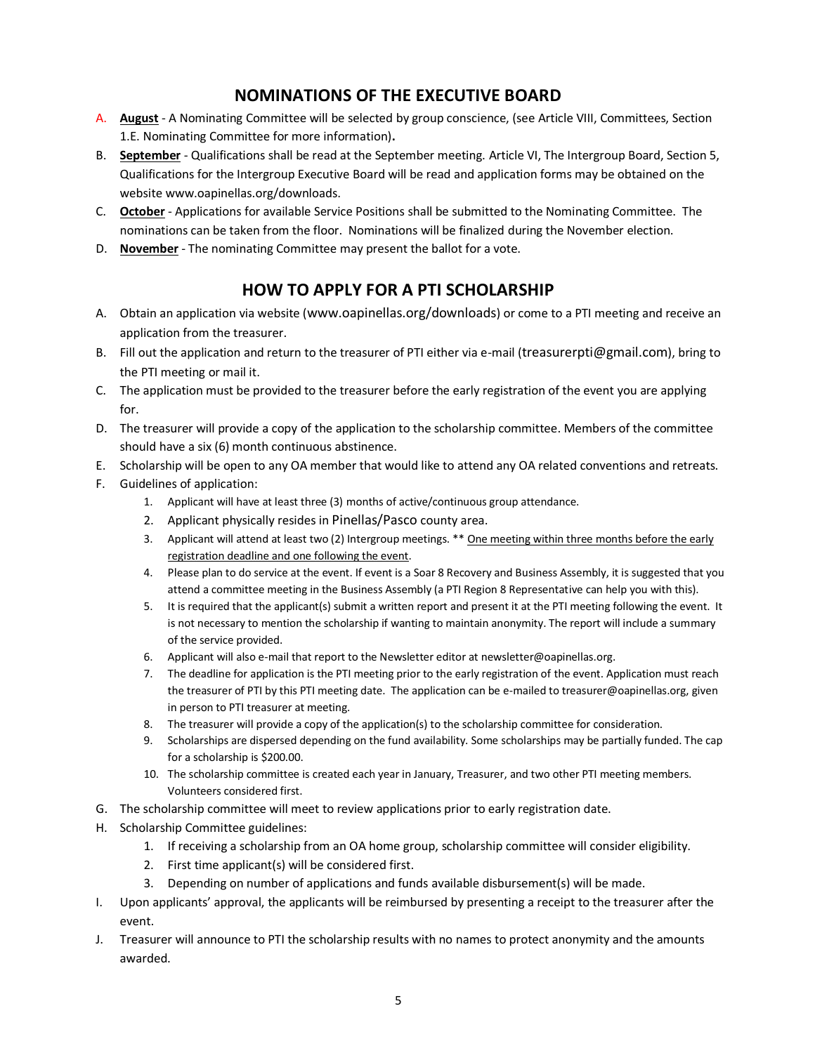## NOMINATIONS OF THE EXECUTIVE BOARD

A. **August** - A Nominating Committee will be selected by group conscience, (see Article VIII, Committees, Section 1.E. Nominating Committee for more information)**.**
B. **September** - Qualifications shall be read at the September meeting. Article VI, The Intergroup Board, Section 5, Qualifications for the Intergroup Executive Board will be read and application forms may be obtained on the website www.oapinellas.org/downloads.
C. **October** - Applications for available Service Positions shall be submitted to the Nominating Committee. The nominations can be taken from the floor. Nominations will be finalized during the November election.
D. **November** - The nominating Committee may present the ballot for a vote.

## HOW TO APPLY FOR A PTI SCHOLARSHIP

A. Obtain an application via website (www.oapinellas.org/downloads) or come to a PTI meeting and receive an application from the treasurer.
B. Fill out the application and return to the treasurer of PTI either via e-mail (treasurerpti@gmail.com), bring to the PTI meeting or mail it.
C. The application must be provided to the treasurer before the early registration of the event you are applying for.
D. The treasurer will provide a copy of the application to the scholarship committee. Members of the committee should have a six (6) month continuous abstinence.
E. Scholarship will be open to any OA member that would like to attend any OA related conventions and retreats.
F. Guidelines of application:
    1. Applicant will have at least three (3) months of active/continuous group attendance.
    2. Applicant physically resides in Pinellas/Pasco county area.
    3. Applicant will attend at least two (2) Intergroup meetings. ** One meeting within three months before the early registration deadline and one following the event.
    4. Please plan to do service at the event. If event is a Soar 8 Recovery and Business Assembly, it is suggested that you attend a committee meeting in the Business Assembly (a PTI Region 8 Representative can help you with this).
    5. It is required that the applicant(s) submit a written report and present it at the PTI meeting following the event. It is not necessary to mention the scholarship if wanting to maintain anonymity. The report will include a summary of the service provided.
    6. Applicant will also e-mail that report to the Newsletter editor at newsletter@oapinellas.org.
    7. The deadline for application is the PTI meeting prior to the early registration of the event. Application must reach the treasurer of PTI by this PTI meeting date. The application can be e-mailed to treasurer@oapinellas.org, given in person to PTI treasurer at meeting.
    8. The treasurer will provide a copy of the application(s) to the scholarship committee for consideration.
    9. Scholarships are dispersed depending on the fund availability. Some scholarships may be partially funded. The cap for a scholarship is $200.00.
    10. The scholarship committee is created each year in January, Treasurer, and two other PTI meeting members. Volunteers considered first.
G. The scholarship committee will meet to review applications prior to early registration date.
H. Scholarship Committee guidelines:
    1. If receiving a scholarship from an OA home group, scholarship committee will consider eligibility.
    2. First time applicant(s) will be considered first.
    3. Depending on number of applications and funds available disbursement(s) will be made.
I. Upon applicants' approval, the applicants will be reimbursed by presenting a receipt to the treasurer after the event.
J. Treasurer will announce to PTI the scholarship results with no names to protect anonymity and the amounts awarded.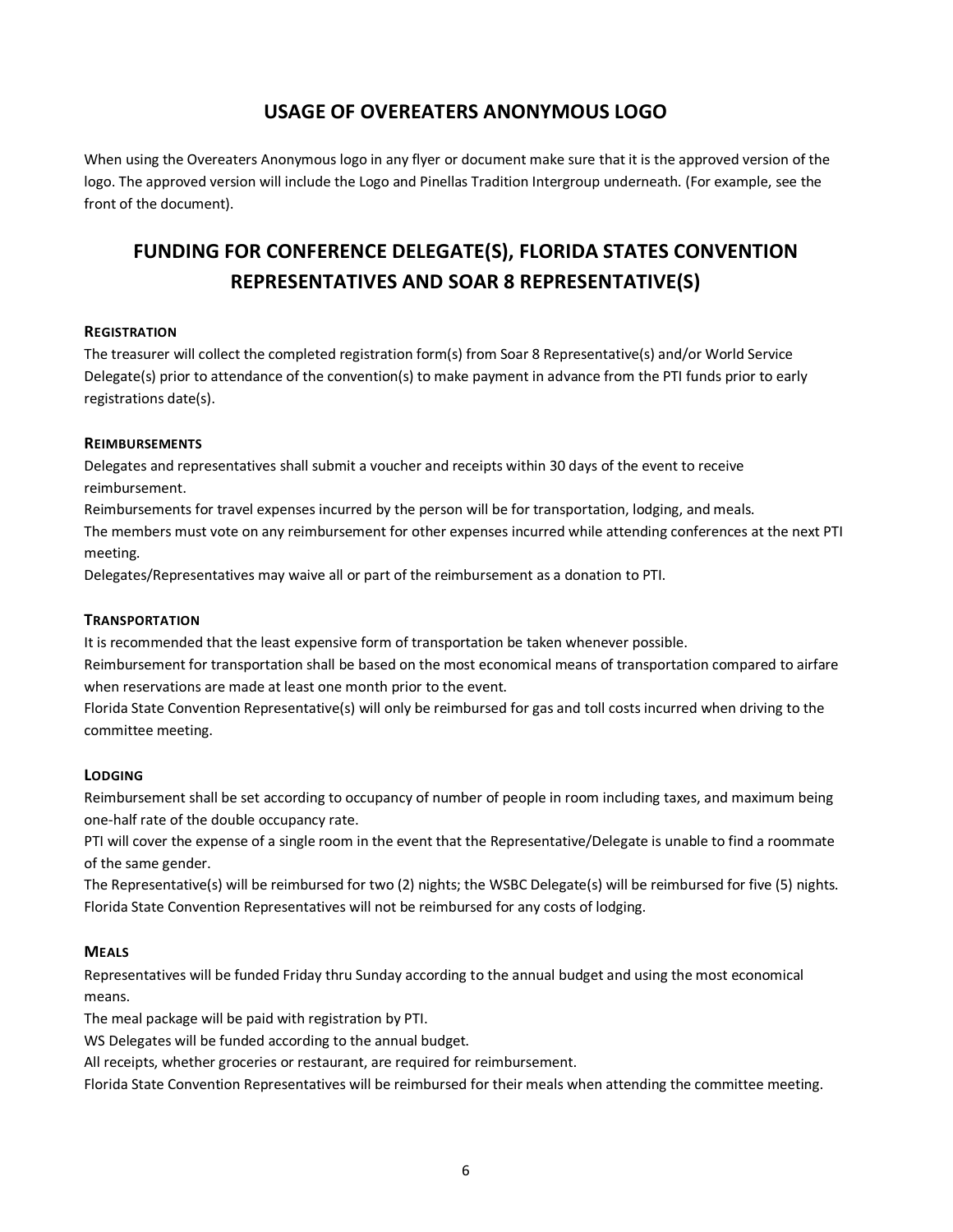## USAGE OF OVEREATERS ANONYMOUS LOGO

When using the Overeaters Anonymous logo in any flyer or document make sure that it is the approved version of the logo. The approved version will include the Logo and Pinellas Tradition Intergroup underneath. (For example, see the front of the document).

## FUNDING FOR CONFERENCE DELEGATE(S), FLORIDA STATES CONVENTION REPRESENTATIVES AND SOAR 8 REPRESENTATIVE(S)

### REGISTRATION

The treasurer will collect the completed registration form(s) from Soar 8 Representative(s) and/or World Service Delegate(s) prior to attendance of the convention(s) to make payment in advance from the PTI funds prior to early registrations date(s).

### REIMBURSEMENTS

Delegates and representatives shall submit a voucher and receipts within 30 days of the event to receive reimbursement.

Reimbursements for travel expenses incurred by the person will be for transportation, lodging, and meals.

The members must vote on any reimbursement for other expenses incurred while attending conferences at the next PTI meeting.

Delegates/Representatives may waive all or part of the reimbursement as a donation to PTI.

### TRANSPORTATION

It is recommended that the least expensive form of transportation be taken whenever possible.

Reimbursement for transportation shall be based on the most economical means of transportation compared to airfare when reservations are made at least one month prior to the event.

Florida State Convention Representative(s) will only be reimbursed for gas and toll costs incurred when driving to the committee meeting.

### LODGING

Reimbursement shall be set according to occupancy of number of people in room including taxes, and maximum being one-half rate of the double occupancy rate.

PTI will cover the expense of a single room in the event that the Representative/Delegate is unable to find a roommate of the same gender.

The Representative(s) will be reimbursed for two (2) nights; the WSBC Delegate(s) will be reimbursed for five (5) nights.

Florida State Convention Representatives will not be reimbursed for any costs of lodging.

### MEALS

Representatives will be funded Friday thru Sunday according to the annual budget and using the most economical means.

The meal package will be paid with registration by PTI.

WS Delegates will be funded according to the annual budget.

All receipts, whether groceries or restaurant, are required for reimbursement.

Florida State Convention Representatives will be reimbursed for their meals when attending the committee meeting.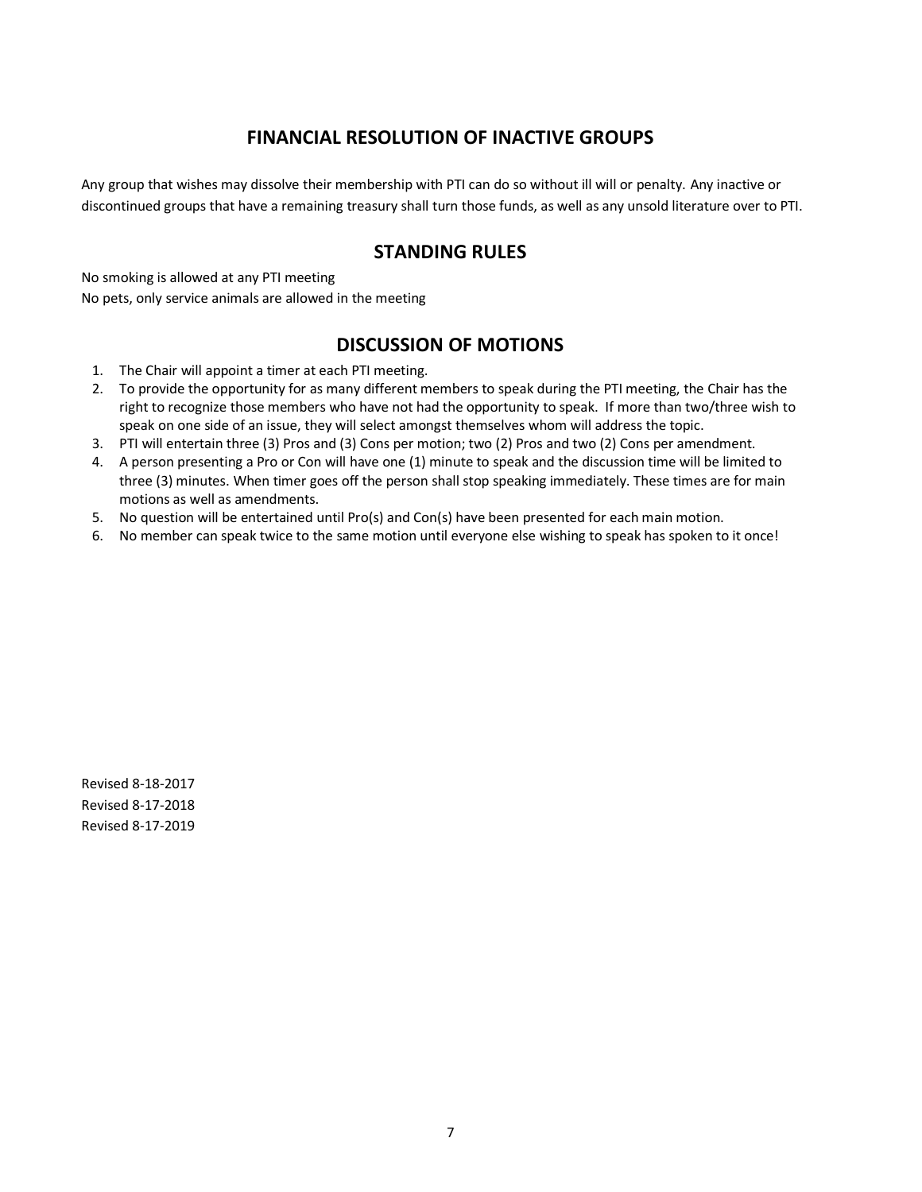## FINANCIAL RESOLUTION OF INACTIVE GROUPS

Any group that wishes may dissolve their membership with PTI can do so without ill will or penalty. Any inactive or discontinued groups that have a remaining treasury shall turn those funds, as well as any unsold literature over to PTI.

## STANDING RULES

No smoking is allowed at any PTI meeting
No pets, only service animals are allowed in the meeting

## DISCUSSION OF MOTIONS

1. The Chair will appoint a timer at each PTI meeting.
2. To provide the opportunity for as many different members to speak during the PTI meeting, the Chair has the right to recognize those members who have not had the opportunity to speak. If more than two/three wish to speak on one side of an issue, they will select amongst themselves whom will address the topic.
3. PTI will entertain three (3) Pros and (3) Cons per motion; two (2) Pros and two (2) Cons per amendment.
4. A person presenting a Pro or Con will have one (1) minute to speak and the discussion time will be limited to three (3) minutes. When timer goes off the person shall stop speaking immediately. These times are for main motions as well as amendments.
5. No question will be entertained until Pro(s) and Con(s) have been presented for each main motion.
6. No member can speak twice to the same motion until everyone else wishing to speak has spoken to it once!

Revised 8-18-2017
Revised 8-17-2018
Revised 8-17-2019